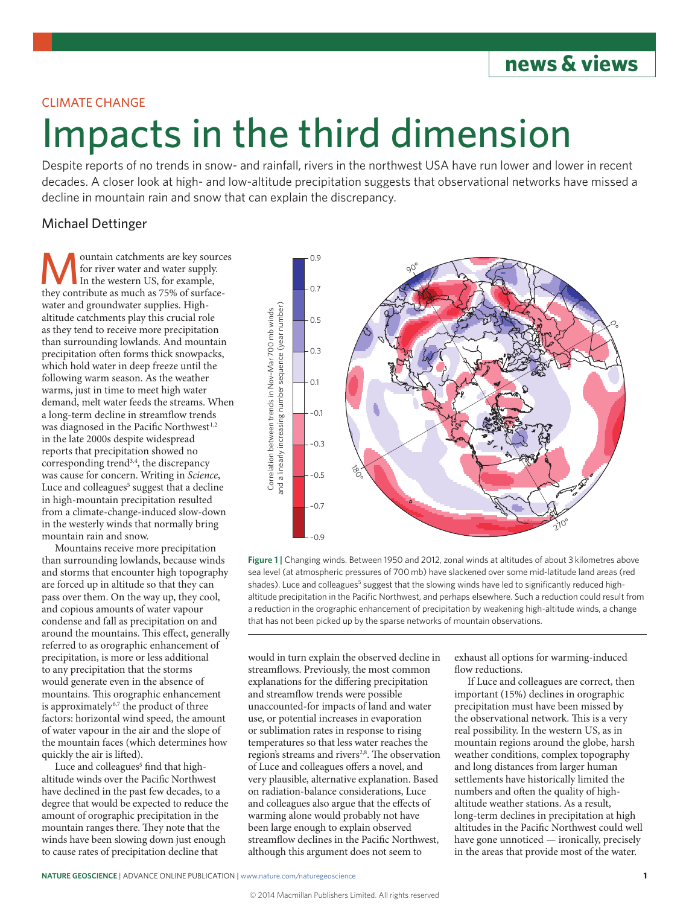CLIMATE CHANGE

# Impacts in the third dimension

Despite reports of no trends in snow- and rainfall, rivers in the northwest USA have run lower and lower in recent decades. A closer look at high- and low-altitude precipitation suggests that observational networks have missed a decline in mountain rain and snow that can explain the discrepancy.

## Michael Dettinger

Mountain catchments are key sources for river water and water supply. In the western US, for example, they contribute as much as 75% of surface-water and groundwater supplies. High-altitude catchments play this crucial role as they tend to receive more precipitation than surrounding lowlands. And mountain precipitation often forms thick snowpacks, which hold water in deep freeze until the following warm season. As the weather warms, just in time to meet high water demand, melt water feeds the streams. When a long-term decline in streamflow trends was diagnosed in the Pacific Northwest[1,2] in the late 2000s despite widespread reports that precipitation showed no corresponding trend[3,4], the discrepancy was cause for concern. Writing in *Science*, Luce and colleagues[5] suggest that a decline in high-mountain precipitation resulted from a climate-change-induced slow-down in the westerly winds that normally bring mountain rain and snow.

Mountains receive more precipitation than surrounding lowlands, because winds and storms that encounter high topography are forced up in altitude so that they can pass over them. On the way up, they cool, and copious amounts of water vapour condense and fall as precipitation on and around the mountains. This effect, generally referred to as orographic enhancement of precipitation, is more or less additional to any precipitation that the storms would generate even in the absence of mountains. This orographic enhancement is approximately[6,7] the product of three factors: horizontal wind speed, the amount of water vapour in the air and the slope of the mountain faces (which determines how quickly the air is lifted).

Luce and colleagues[5] find that high-altitude winds over the Pacific Northwest have declined in the past few decades, to a degree that would be expected to reduce the amount of orographic precipitation in the mountain ranges there. They note that the winds have been slowing down just enough to cause rates of precipitation decline that would in turn explain the observed decline in streamflows. Previously, the most common explanations for the differing precipitation and streamflow trends were possible unaccounted-for impacts of land and water use, or potential increases in evaporation or sublimation rates in response to rising temperatures so that less water reaches the region's streams and rivers[2,8]. The observation of Luce and colleagues offers a novel, and very plausible, alternative explanation. Based on radiation-balance considerations, Luce and colleagues also argue that the effects of warming alone would probably not have been large enough to explain observed streamflow declines in the Pacific Northwest, although this argument does not seem to exhaust all options for warming-induced flow reductions.

**Figure 1 |** Changing winds. Between 1950 and 2012, zonal winds at altitudes of about 3 kilometres above sea level (at atmospheric pressures of 700 mb) have slackened over some mid-latitude land areas (red shades). Luce and colleagues[5] suggest that the slowing winds have led to significantly reduced high-altitude precipitation in the Pacific Northwest, and perhaps elsewhere. Such a reduction could result from a reduction in the orographic enhancement of precipitation by weakening high-altitude winds, a change that has not been picked up by the sparse networks of mountain observations.

If Luce and colleagues are correct, then important (15%) declines in orographic precipitation must have been missed by the observational network. This is a very real possibility. In the western US, as in mountain regions around the globe, harsh weather conditions, complex topography and long distances from larger human settlements have historically limited the numbers and often the quality of high-altitude weather stations. As a result, long-term declines in precipitation at high altitudes in the Pacific Northwest could well have gone unnoticed — ironically, precisely in the areas that provide most of the water.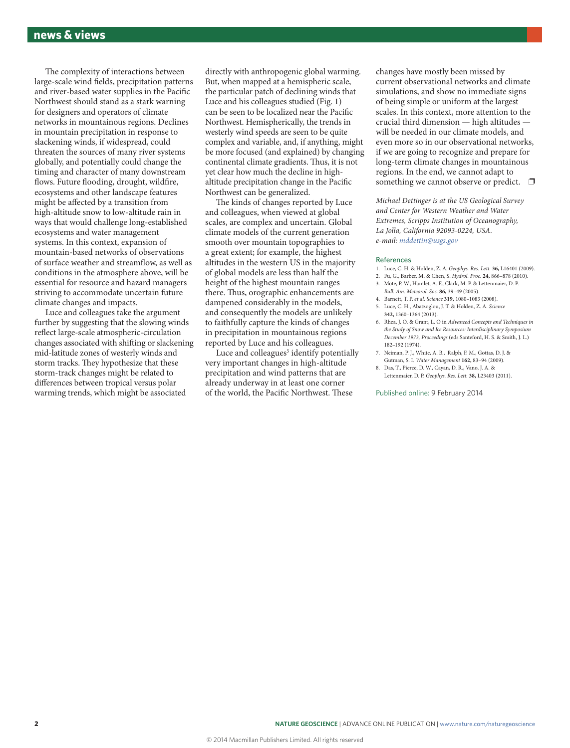The complexity of interactions between large-scale wind fields, precipitation patterns and river-based water supplies in the Pacific Northwest should stand as a stark warning for designers and operators of climate networks in mountainous regions. Declines in mountain precipitation in response to slackening winds, if widespread, could threaten the sources of many river systems globally, and potentially could change the timing and character of many downstream flows. Future flooding, drought, wildfire, ecosystems and other landscape features might be affected by a transition from high-altitude snow to low-altitude rain in ways that would challenge long-established ecosystems and water management systems. In this context, expansion of mountain-based networks of observations of surface weather and streamflow, as well as conditions in the atmosphere above, will be essential for resource and hazard managers striving to accommodate uncertain future climate changes and impacts.

Luce and colleagues take the argument further by suggesting that the slowing winds reflect large-scale atmospheric-circulation changes associated with shifting or slackening mid-latitude zones of westerly winds and storm tracks. They hypothesize that these storm-track changes might be related to differences between tropical versus polar warming trends, which might be associated directly with anthropogenic global warming. But, when mapped at a hemispheric scale, the particular patch of declining winds that Luce and his colleagues studied (Fig. 1) can be seen to be localized near the Pacific Northwest. Hemispherically, the trends in westerly wind speeds are seen to be quite complex and variable, and, if anything, might be more focused (and explained) by changing continental climate gradients. Thus, it is not yet clear how much the decline in high-altitude precipitation change in the Pacific Northwest can be generalized.

The kinds of changes reported by Luce and colleagues, when viewed at global scales, are complex and uncertain. Global climate models of the current generation smooth over mountain topographies to a great extent; for example, the highest altitudes in the western US in the majority of global models are less than half the height of the highest mountain ranges there. Thus, orographic enhancements are dampened considerably in the models, and consequently the models are unlikely to faithfully capture the kinds of changes in precipitation in mountainous regions reported by Luce and his colleagues.

Luce and colleagues[5] identify potentially very important changes in high-altitude precipitation and wind patterns that are already underway in at least one corner of the world, the Pacific Northwest. These changes have mostly been missed by current observational networks and climate simulations, and show no immediate signs of being simple or uniform at the largest scales. In this context, more attention to the crucial third dimension — high altitudes — will be needed in our climate models, and even more so in our observational networks, if we are going to recognize and prepare for long-term climate changes in mountainous regions. In the end, we cannot adapt to something we cannot observe or predict. ❒

*Michael Dettinger is at the US Geological Survey and Center for Western Weather and Water Extremes, Scripps Institution of Oceanography, La Jolla, California 92093-0224, USA. e-mail: mddettin@usgs.gov*

## References

1. Luce, C. H. & Holden, Z. A. *Geophys. Res. Lett.* **36,** L16401 (2009).
2. Fu, G., Barber, M. & Chen, S. *Hydrol. Proc.* **24,** 866–878 (2010).
3. Mote, P. W., Hamlet, A. F., Clark, M. P. & Lettenmaier, D. P. *Bull. Am. Meteorol. Soc.* **86,** 39–49 (2005).
4. Barnett, T. P. *et al. Science* **319,** 1080–1083 (2008).
5. Luce, C. H., Abatzoglou, J. T. & Holden, Z. A. *Science* **342,** 1360–1364 (2013).
6. Rhea, J. O. & Grant, L. O in *Advanced Concepts and Techniques in the Study of Snow and Ice Resources: Interdisciplinary Symposium December 1973, Proceedings* (eds Santeford, H. S. & Smith, J. L.) 182–192 (1974).
7. Neiman, P. J., White, A. B., Ralph, F. M., Gottas, D. J. & Gutman, S. I. *Water Management* **162,** 83–94 (2009).
8. Das, T., Pierce, D. W., Cayan, D. R., Vano, J. A. & Lettenmaier, D. P. *Geophys. Res. Lett.* **38,** L23403 (2011).

Published online: 9 February 2014